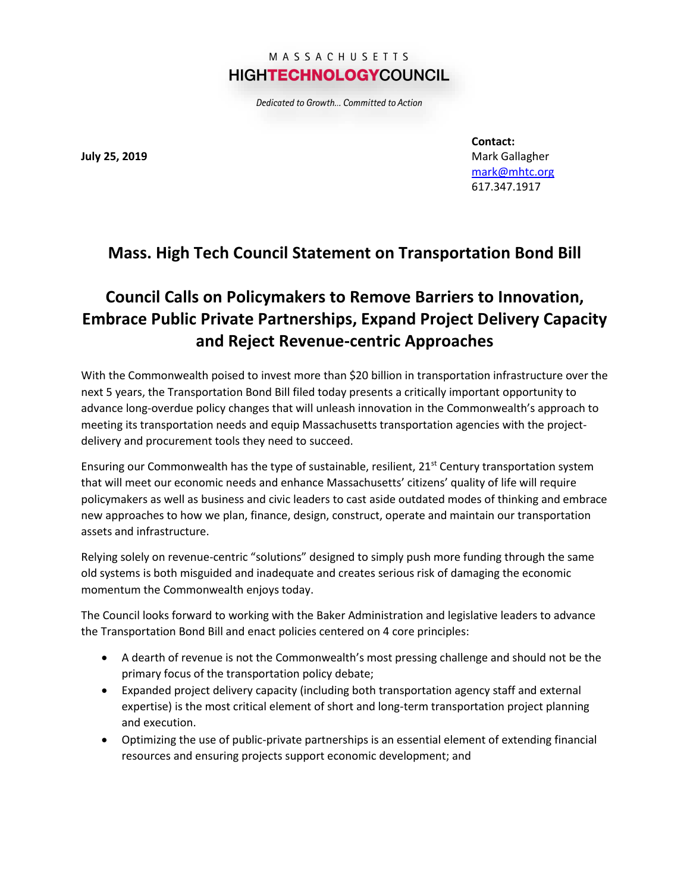MASSACHUSETTS
HIGHTECHNOLOGYCOUNCIL

*Dedicated to Growth... Committed to Action*

**July 25, 2019**

**Contact:**
Mark Gallagher
mark@mhtc.org
617.347.1917

# Mass. High Tech Council Statement on Transportation Bond Bill

## Council Calls on Policymakers to Remove Barriers to Innovation, Embrace Public Private Partnerships, Expand Project Delivery Capacity and Reject Revenue-centric Approaches

With the Commonwealth poised to invest more than $20 billion in transportation infrastructure over the next 5 years, the Transportation Bond Bill filed today presents a critically important opportunity to advance long-overdue policy changes that will unleash innovation in the Commonwealth's approach to meeting its transportation needs and equip Massachusetts transportation agencies with the project-delivery and procurement tools they need to succeed.

Ensuring our Commonwealth has the type of sustainable, resilient, 21st Century transportation system that will meet our economic needs and enhance Massachusetts' citizens' quality of life will require policymakers as well as business and civic leaders to cast aside outdated modes of thinking and embrace new approaches to how we plan, finance, design, construct, operate and maintain our transportation assets and infrastructure.

Relying solely on revenue-centric "solutions" designed to simply push more funding through the same old systems is both misguided and inadequate and creates serious risk of damaging the economic momentum the Commonwealth enjoys today.

The Council looks forward to working with the Baker Administration and legislative leaders to advance the Transportation Bond Bill and enact policies centered on 4 core principles:

- A dearth of revenue is not the Commonwealth's most pressing challenge and should not be the primary focus of the transportation policy debate;
- Expanded project delivery capacity (including both transportation agency staff and external expertise) is the most critical element of short and long-term transportation project planning and execution.
- Optimizing the use of public-private partnerships is an essential element of extending financial resources and ensuring projects support economic development; and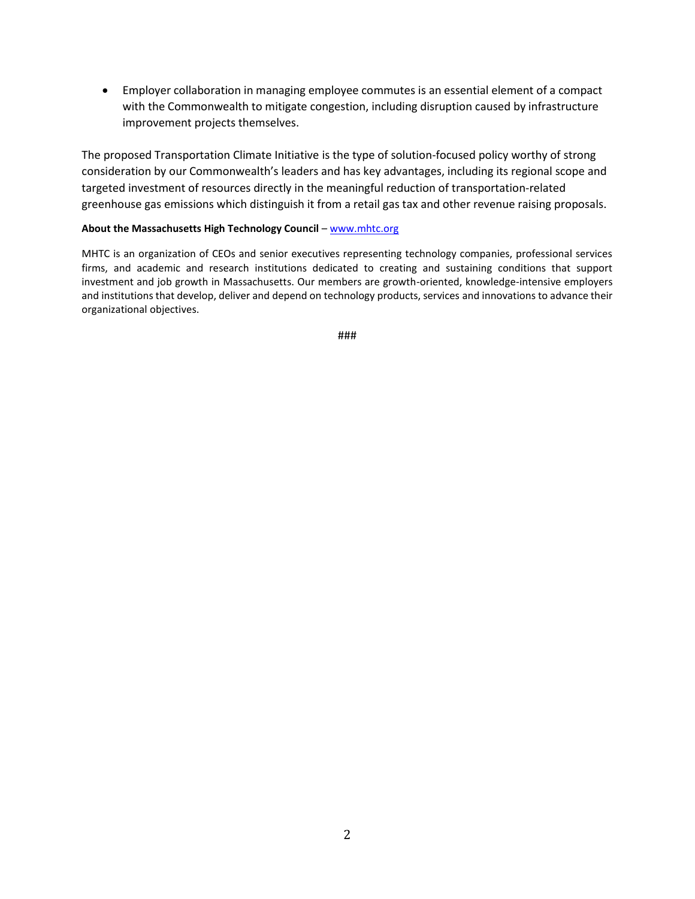- Employer collaboration in managing employee commutes is an essential element of a compact with the Commonwealth to mitigate congestion, including disruption caused by infrastructure improvement projects themselves.

The proposed Transportation Climate Initiative is the type of solution-focused policy worthy of strong consideration by our Commonwealth's leaders and has key advantages, including its regional scope and targeted investment of resources directly in the meaningful reduction of transportation-related greenhouse gas emissions which distinguish it from a retail gas tax and other revenue raising proposals.

**About the Massachusetts High Technology Council** – [www.mhtc.org](http://www.mhtc.org)

MHTC is an organization of CEOs and senior executives representing technology companies, professional services firms, and academic and research institutions dedicated to creating and sustaining conditions that support investment and job growth in Massachusetts. Our members are growth-oriented, knowledge-intensive employers and institutions that develop, deliver and depend on technology products, services and innovations to advance their organizational objectives.

###